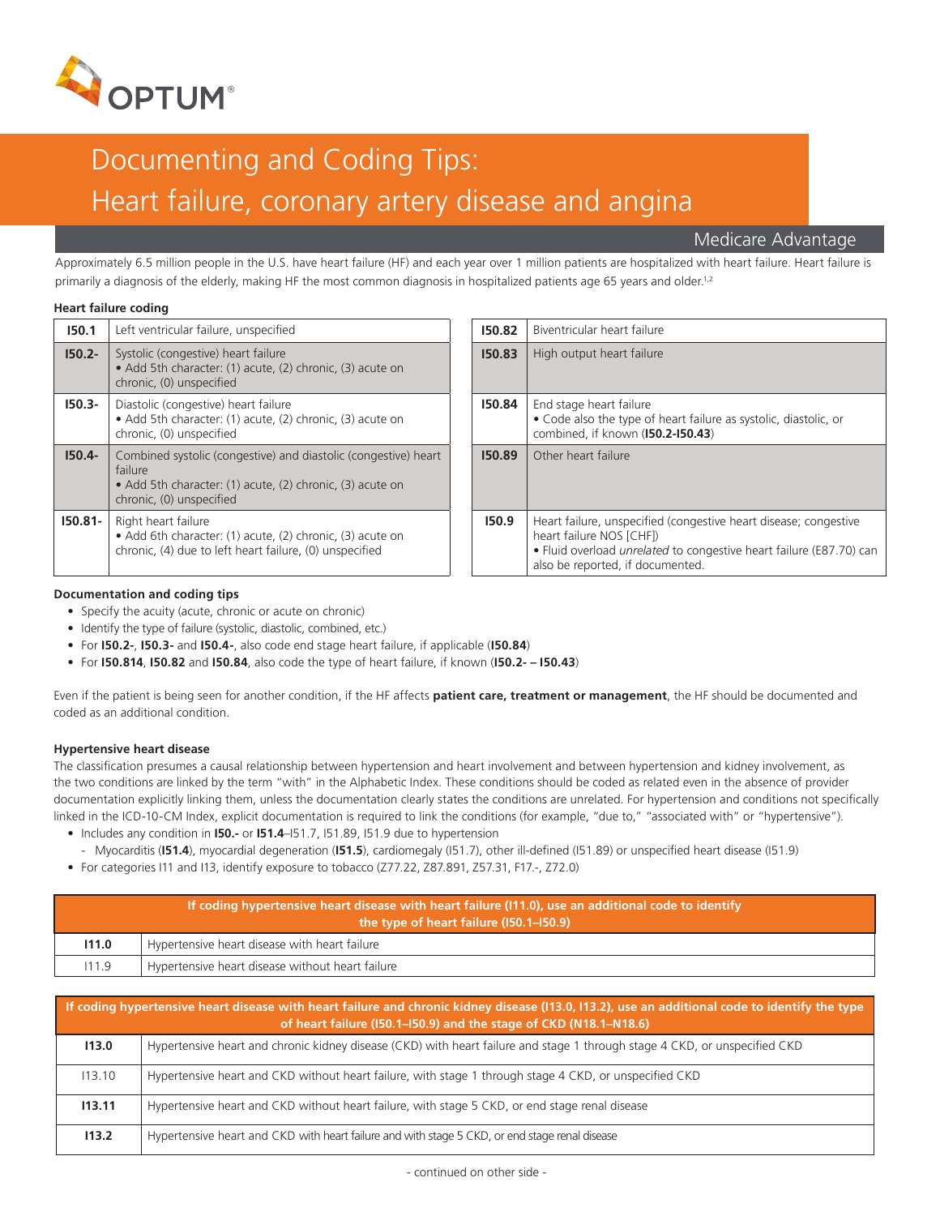# Documenting and Coding Tips: Heart failure, coronary artery disease and angina

Medicare Advantage

Approximately 6.5 million people in the U.S. have heart failure (HF) and each year over 1 million patients are hospitalized with heart failure. Heart failure is primarily a diagnosis of the elderly, making HF the most common diagnosis in hospitalized patients age 65 years and older.[1,2]

### Heart failure coding

| Code | Description |
|---|---|
| **I50.1** | Left ventricular failure, unspecified |
| **I50.2-** | Systolic (congestive) heart failure<br>• Add 5th character: (1) acute, (2) chronic, (3) acute on chronic, (0) unspecified |
| **I50.3-** | Diastolic (congestive) heart failure<br>• Add 5th character: (1) acute, (2) chronic, (3) acute on chronic, (0) unspecified |
| **I50.4-** | Combined systolic (congestive) and diastolic (congestive) heart failure<br>• Add 5th character: (1) acute, (2) chronic, (3) acute on chronic, (0) unspecified |
| **I50.81-** | Right heart failure<br>• Add 6th character: (1) acute, (2) chronic, (3) acute on chronic, (4) due to left heart failure, (0) unspecified |
| **I50.82** | Biventricular heart failure |
| **I50.83** | High output heart failure |
| **I50.84** | End stage heart failure<br>• Code also the type of heart failure as systolic, diastolic, or combined, if known (**I50.2-I50.43**) |
| **I50.89** | Other heart failure |
| **I50.9** | Heart failure, unspecified (congestive heart disease; congestive heart failure NOS [CHF])<br>• Fluid overload *unrelated* to congestive heart failure (E87.70) can also be reported, if documented. |

### Documentation and coding tips

- Specify the acuity (acute, chronic or acute on chronic)
- Identify the type of failure (systolic, diastolic, combined, etc.)
- For **I50.2-**, **I50.3-** and **I50.4-**, also code end stage heart failure, if applicable (**I50.84**)
- For **I50.814**, **I50.82** and **I50.84**, also code the type of heart failure, if known (**I50.2- – I50.43**)

Even if the patient is being seen for another condition, if the HF affects **patient care, treatment or management**, the HF should be documented and coded as an additional condition.

### Hypertensive heart disease

The classification presumes a causal relationship between hypertension and heart involvement and between hypertension and kidney involvement, as the two conditions are linked by the term "with" in the Alphabetic Index. These conditions should be coded as related even in the absence of provider documentation explicitly linking them, unless the documentation clearly states the conditions are unrelated. For hypertension and conditions not specifically linked in the ICD-10-CM Index, explicit documentation is required to link the conditions (for example, "due to," "associated with" or "hypertensive").

- Includes any condition in **I50.-** or **I51.4**–I51.7, I51.89, I51.9 due to hypertension
  - Myocarditis (**I51.4**), myocardial degeneration (**I51.5**), cardiomegaly (I51.7), other ill-defined (I51.89) or unspecified heart disease (I51.9)
- For categories I11 and I13, identify exposure to tobacco (Z77.22, Z87.891, Z57.31, F17.-, Z72.0)

| **If coding hypertensive heart disease with heart failure (I11.0), use an additional code to identify the type of heart failure (I50.1–I50.9)** | |
|---|---|
| **I11.0** | Hypertensive heart disease with heart failure |
| I11.9 | Hypertensive heart disease without heart failure |

| **If coding hypertensive heart disease with heart failure and chronic kidney disease (I13.0, I13.2), use an additional code to identify the type of heart failure (I50.1–I50.9) and the stage of CKD (N18.1–N18.6)** | |
|---|---|
| **I13.0** | Hypertensive heart and chronic kidney disease (CKD) with heart failure and stage 1 through stage 4 CKD, or unspecified CKD |
| I13.10 | Hypertensive heart and CKD without heart failure, with stage 1 through stage 4 CKD, or unspecified CKD |
| **I13.11** | Hypertensive heart and CKD without heart failure, with stage 5 CKD, or end stage renal disease |
| **I13.2** | Hypertensive heart and CKD with heart failure and with stage 5 CKD, or end stage renal disease |

- continued on other side -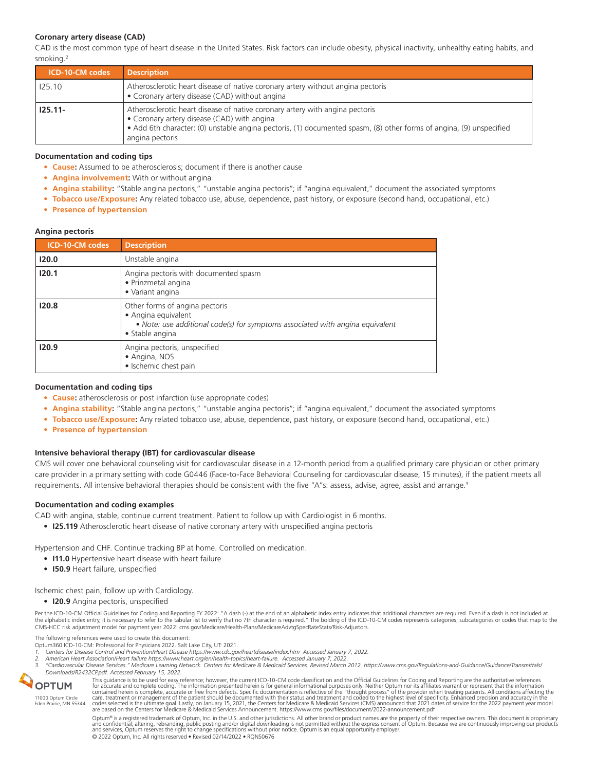### Coronary artery disease (CAD)

CAD is the most common type of heart disease in the United States. Risk factors can include obesity, physical inactivity, unhealthy eating habits, and smoking.[2]

| ICD-10-CM codes | Description |
|---|---|
| I25.10 | Atherosclerotic heart disease of native coronary artery without angina pectoris<br>• Coronary artery disease (CAD) without angina |
| **I25.11-** | Atherosclerotic heart disease of native coronary artery with angina pectoris<br>• Coronary artery disease (CAD) with angina<br>• Add 6th character: (0) unstable angina pectoris, (1) documented spasm, (8) other forms of angina, (9) unspecified angina pectoris |

#### Documentation and coding tips

- **Cause:** Assumed to be atherosclerosis; document if there is another cause
- **Angina involvement:** With or without angina
- **Angina stability:** "Stable angina pectoris," "unstable angina pectoris"; if "angina equivalent," document the associated symptoms
- **Tobacco use/Exposure:** Any related tobacco use, abuse, dependence, past history, or exposure (second hand, occupational, etc.)
- **Presence of hypertension**

### Angina pectoris

| ICD-10-CM codes | Description |
|---|---|
| **I20.0** | Unstable angina |
| **I20.1** | Angina pectoris with documented spasm<br>• Prinzmetal angina<br>• Variant angina |
| **I20.8** | Other forms of angina pectoris<br>• Angina equivalent<br>  • *Note: use additional code(s) for symptoms associated with angina equivalent*<br>• Stable angina |
| **I20.9** | Angina pectoris, unspecified<br>• Angina, NOS<br>• Ischemic chest pain |

#### Documentation and coding tips

- **Cause:** atherosclerosis or post infarction (use appropriate codes)
- **Angina stability:** "Stable angina pectoris," "unstable angina pectoris"; if "angina equivalent," document the associated symptoms
- **Tobacco use/Exposure:** Any related tobacco use, abuse, dependence, past history, or exposure (second hand, occupational, etc.)
- **Presence of hypertension**

### Intensive behavioral therapy (IBT) for cardiovascular disease

CMS will cover one behavioral counseling visit for cardiovascular disease in a 12-month period from a qualified primary care physician or other primary care provider in a primary setting with code G0446 (Face-to-Face Behavioral Counseling for cardiovascular disease, 15 minutes), if the patient meets all requirements. All intensive behavioral therapies should be consistent with the five "A"s: assess, advise, agree, assist and arrange.[3]

### Documentation and coding examples

CAD with angina, stable, continue current treatment. Patient to follow up with Cardiologist in 6 months.

- **I25.119** Atherosclerotic heart disease of native coronary artery with unspecified angina pectoris

Hypertension and CHF. Continue tracking BP at home. Controlled on medication.

- **I11.0** Hypertensive heart disease with heart failure
- **I50.9** Heart failure, unspecified

Ischemic chest pain, follow up with Cardiology.

- **I20.9** Angina pectoris, unspecified

Per the ICD-10-CM Official Guidelines for Coding and Reporting FY 2022: "A dash (-) at the end of an alphabetic index entry indicates that additional characters are required. Even if a dash is not included at the alphabetic index entry, it is necessary to refer to the tabular list to verify that no 7th character is required." The bolding of the ICD-10-CM codes represents categories, subcategories or codes that map to the CMS-HCC risk adjustment model for payment year 2022: cms.gov/Medicare/Health-Plans/MedicareAdvtgSpecRateStats/Risk-Adjustors.

The following references were used to create this document:
Optum360 ICD-10-CM: Professional for Physicians 2022. Salt Lake City, UT: 2021.

1. *Centers for Disease Control and Prevention/Heart Disease https://www.cdc.gov/heartdisease/index.htm Accessed January 7, 2022.*
2. *American Heart Association/Heart failure https://www.heart.org/en/health-topics/heart-failure. Accessed January 7, 2022.*
3. *"Cardiovascular Disease Services." Medicare Learning Network. Centers for Medicare & Medicaid Services, Revised March 2012. https://www.cms.gov/Regulations-and-Guidance/Guidance/Transmittals/Downloads/R2432CP.pdf. Accessed February 15, 2022.*

OPTUM
11000 Optum Circle
Eden Prairie, MN 55344

This guidance is to be used for easy reference; however, the current ICD-10-CM code classification and the Official Guidelines for Coding and Reporting are the authoritative references for accurate and complete coding. The information presented herein is for general informational purposes only. Neither Optum nor its affiliates warrant or represent that the information contained herein is complete, accurate or free from defects. Specific documentation is reflective of the "thought process" of the provider when treating patients. All conditions affecting the care, treatment or management of the patient should be documented with their status and treatment and coded to the highest level of specificity. Enhanced precision and accuracy in the codes selected is the ultimate goal. Lastly, on January 15, 2021, the Centers for Medicare & Medicaid Services (CMS) announced that 2021 dates of service for the 2022 payment year model are based on the Centers for Medicare & Medicaid Services Announcement. https://www.cms.gov/files/document/2022-announcement.pdf

Optum® is a registered trademark of Optum, Inc. in the U.S. and other jurisdictions. All other brand or product names are the property of their respective owners. This document is proprietary and confidential; altering, rebranding, public posting and/or digital downloading is not permitted without the express consent of Optum. Because we are continuously improving our products and services, Optum reserves the right to change specifications without prior notice. Optum is an equal opportunity employer.
© 2022 Optum, Inc. All rights reserved • Revised 02/14/2022 • RQNS0676